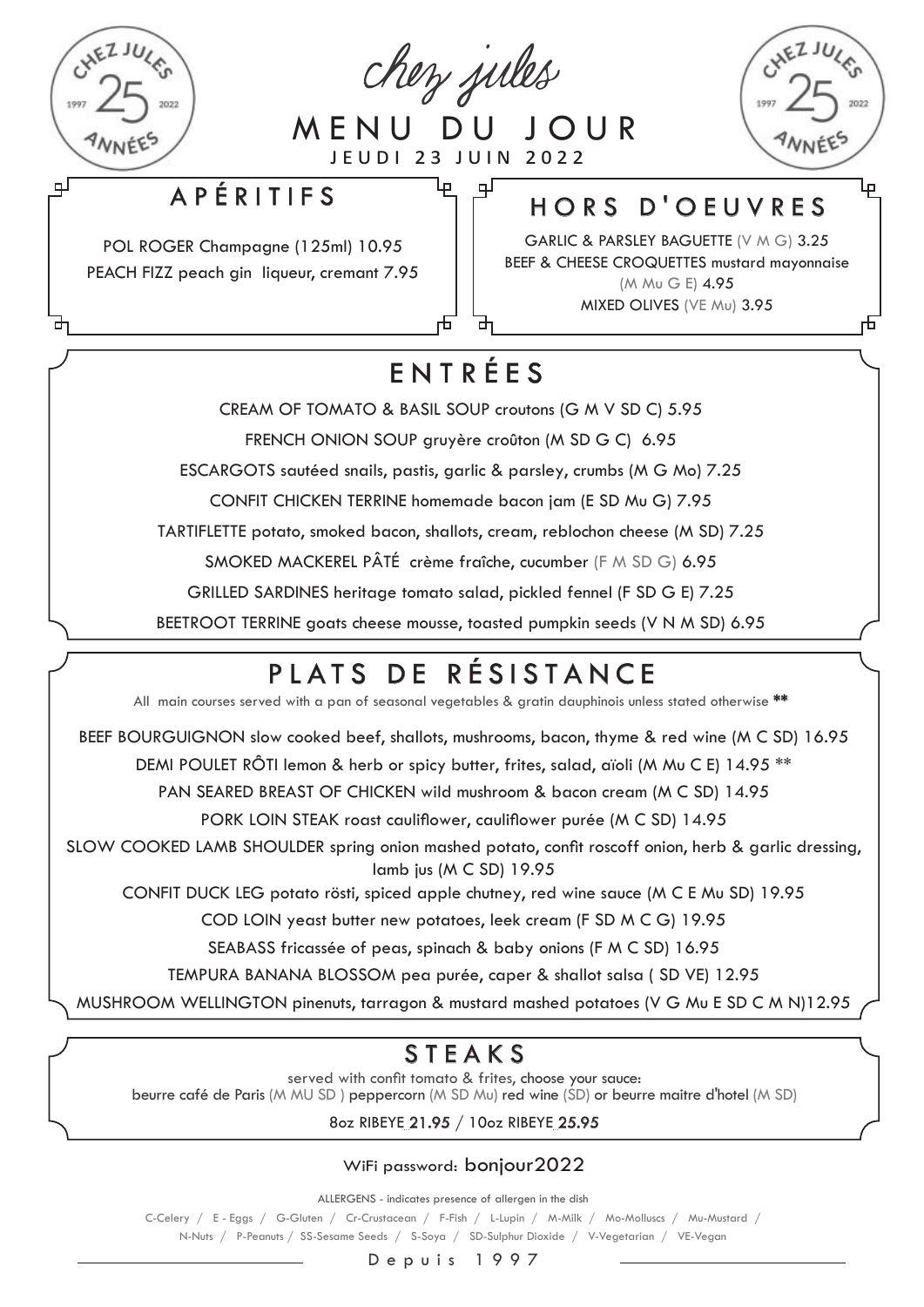# chez jules

## MENU DU JOUR

JEUDI 23 JUIN 2022

CHEZ JULES 25 ANNÉES 1997 2022

## APÉRITIFS

POL ROGER Champagne (125ml) 10.95

PEACH FIZZ peach gin liqueur, cremant 7.95

## HORS D'OEUVRES

GARLIC & PARSLEY BAGUETTE (V M G) 3.25

BEEF & CHEESE CROQUETTES mustard mayonnaise (M Mu G E) 4.95

MIXED OLIVES (VE Mu) 3.95

## ENTRÉES

CREAM OF TOMATO & BASIL SOUP croutons (G M V SD C) 5.95

FRENCH ONION SOUP gruyère croûton (M SD G C) 6.95

ESCARGOTS sautéed snails, pastis, garlic & parsley, crumbs (M G Mo) 7.25

CONFIT CHICKEN TERRINE homemade bacon jam (E SD Mu G) 7.95

TARTIFLETTE potato, smoked bacon, shallots, cream, reblochon cheese (M SD) 7.25

SMOKED MACKEREL PÂTÉ crème fraîche, cucumber (F M SD G) 6.95

GRILLED SARDINES heritage tomato salad, pickled fennel (F SD G E) 7.25

BEETROOT TERRINE goats cheese mousse, toasted pumpkin seeds (V N M SD) 6.95

## PLATS DE RÉSISTANCE

All main courses served with a pan of seasonal vegetables & gratin dauphinois unless stated otherwise **

BEEF BOURGUIGNON slow cooked beef, shallots, mushrooms, bacon, thyme & red wine (M C SD) 16.95

DEMI POULET RÔTI lemon & herb or spicy butter, frites, salad, aïoli (M Mu C E) 14.95 **

PAN SEARED BREAST OF CHICKEN wild mushroom & bacon cream (M C SD) 14.95

PORK LOIN STEAK roast cauliflower, cauliflower purée (M C SD) 14.95

SLOW COOKED LAMB SHOULDER spring onion mashed potato, confit roscoff onion, herb & garlic dressing, lamb jus (M C SD) 19.95

CONFIT DUCK LEG potato rösti, spiced apple chutney, red wine sauce (M C E Mu SD) 19.95

COD LOIN yeast butter new potatoes, leek cream (F SD M C G) 19.95

SEABASS fricassée of peas, spinach & baby onions (F M C SD) 16.95

TEMPURA BANANA BLOSSOM pea purée, caper & shallot salsa ( SD VE) 12.95

MUSHROOM WELLINGTON pinenuts, tarragon & mustard mashed potatoes (V G Mu E SD C M N)12.95

## STEAKS

served with confit tomato & frites, choose your sauce:
beurre café de Paris (M MU SD ) peppercorn (M SD Mu) red wine (SD) or beurre maitre d'hotel (M SD)

8oz RIBEYE 21.95 / 10oz RIBEYE 25.95

WiFi password: bonjour2022

ALLERGENS - indicates presence of allergen in the dish

C-Celery / E - Eggs / G-Gluten / Cr-Crustacean / F-Fish / L-Lupin / M-Milk / Mo-Molluscs / Mu-Mustard / N-Nuts / P-Peanuts / SS-Sesame Seeds / S-Soya / SD-Sulphur Dioxide / V-Vegetarian / VE-Vegan

Depuis 1997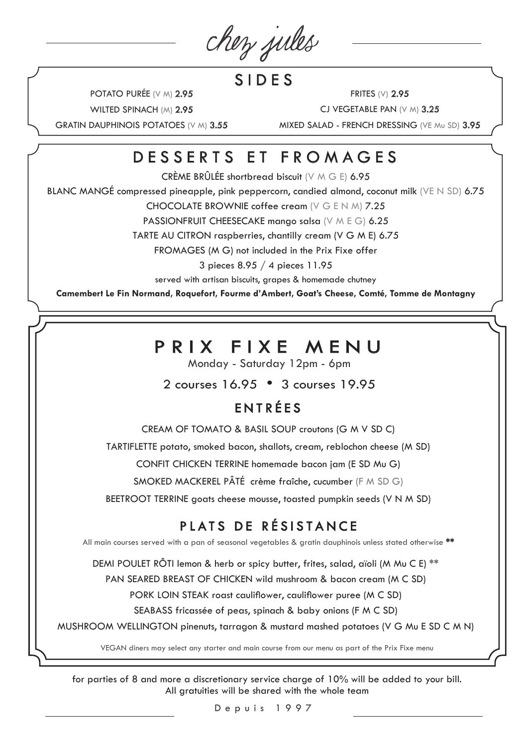# chez jules

## SIDES

POTATO PURÉE (V M) **2.95**

FRITES (V) **2.95**

WILTED SPINACH (M) **2.95**

CJ VEGETABLE PAN (V M) **3.25**

GRATIN DAUPHINOIS POTATOES (V M) **3.55**

MIXED SALAD - FRENCH DRESSING (VE Mu SD) **3.95**

## DESSERTS ET FROMAGES

CRÈME BRÛLÉE shortbread biscuit (V M G E) 6.95

BLANC MANGÉ compressed pineapple, pink peppercorn, candied almond, coconut milk (VE N SD) 6.75

CHOCOLATE BROWNIE coffee cream (V G E N M) 7.25

PASSIONFRUIT CHEESECAKE mango salsa (V M E G) 6.25

TARTE AU CITRON raspberries, chantilly cream (V G M E) 6.75

FROMAGES (M G) not included in the Prix Fixe offer

3 pieces 8.95 / 4 pieces 11.95

served with artisan biscuits, grapes & homemade chutney

**Camembert Le Fin Normand, Roquefort, Fourme d'Ambert, Goat's Cheese, Comté, Tomme de Montagny**

## PRIX FIXE MENU

Monday - Saturday 12pm - 6pm

2 courses 16.95 • 3 courses 19.95

### ENTRÉES

CREAM OF TOMATO & BASIL SOUP croutons (G M V SD C)

TARTIFLETTE potato, smoked bacon, shallots, cream, reblochon cheese (M SD)

CONFIT CHICKEN TERRINE homemade bacon jam (E SD Mu G)

SMOKED MACKEREL PÂTÉ crème fraîche, cucumber (F M SD G)

BEETROOT TERRINE goats cheese mousse, toasted pumpkin seeds (V N M SD)

### PLATS DE RÉSISTANCE

All main courses served with a pan of seasonal vegetables & gratin dauphinois unless stated otherwise **

DEMI POULET RÔTI lemon & herb or spicy butter, frites, salad, aïoli (M Mu C E) **

PAN SEARED BREAST OF CHICKEN wild mushroom & bacon cream (M C SD)

PORK LOIN STEAK roast cauliflower, cauliflower puree (M C SD)

SEABASS fricassée of peas, spinach & baby onions (F M C SD)

MUSHROOM WELLINGTON pinenuts, tarragon & mustard mashed potatoes (V G Mu E SD C M N)

VEGAN diners may select any starter and main course from our menu as part of the Prix Fixe menu

for parties of 8 and more a discretionary service charge of 10% will be added to your bill.
All gratuities will be shared with the whole team

Depuis 1997